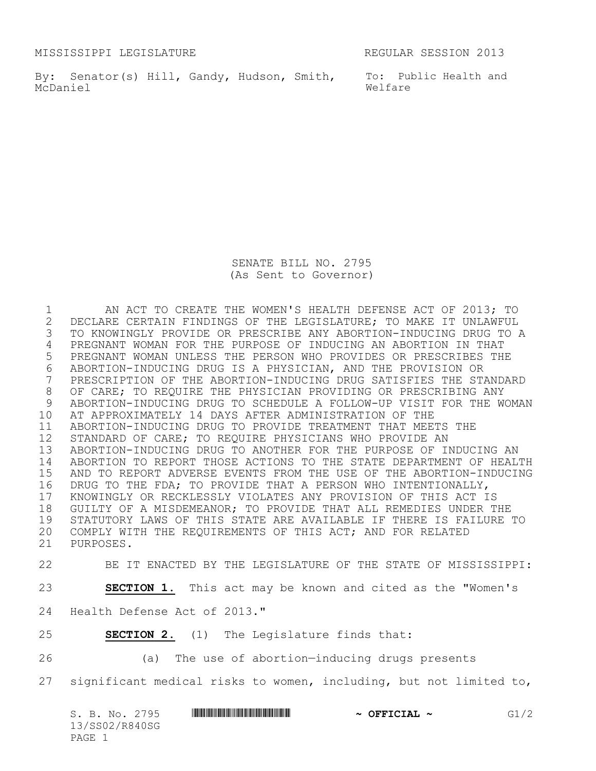MISSISSIPPI LEGISLATURE REGULAR SESSION 2013

By: Senator(s) Hill, Gandy, Hudson, Smith, McDaniel

To: Public Health and Welfare

# SENATE BILL NO. 2795
(As Sent to Governor)

AN ACT TO CREATE THE WOMEN'S HEALTH DEFENSE ACT OF 2013; TO DECLARE CERTAIN FINDINGS OF THE LEGISLATURE; TO MAKE IT UNLAWFUL TO KNOWINGLY PROVIDE OR PRESCRIBE ANY ABORTION-INDUCING DRUG TO A PREGNANT WOMAN FOR THE PURPOSE OF INDUCING AN ABORTION IN THAT PREGNANT WOMAN UNLESS THE PERSON WHO PROVIDES OR PRESCRIBES THE ABORTION-INDUCING DRUG IS A PHYSICIAN, AND THE PROVISION OR PRESCRIPTION OF THE ABORTION-INDUCING DRUG SATISFIES THE STANDARD OF CARE; TO REQUIRE THE PHYSICIAN PROVIDING OR PRESCRIBING ANY ABORTION-INDUCING DRUG TO SCHEDULE A FOLLOW-UP VISIT FOR THE WOMAN AT APPROXIMATELY 14 DAYS AFTER ADMINISTRATION OF THE ABORTION-INDUCING DRUG TO PROVIDE TREATMENT THAT MEETS THE STANDARD OF CARE; TO REQUIRE PHYSICIANS WHO PROVIDE AN ABORTION-INDUCING DRUG TO ANOTHER FOR THE PURPOSE OF INDUCING AN ABORTION TO REPORT THOSE ACTIONS TO THE STATE DEPARTMENT OF HEALTH AND TO REPORT ADVERSE EVENTS FROM THE USE OF THE ABORTION-INDUCING DRUG TO THE FDA; TO PROVIDE THAT A PERSON WHO INTENTIONALLY, KNOWINGLY OR RECKLESSLY VIOLATES ANY PROVISION OF THIS ACT IS GUILTY OF A MISDEMEANOR; TO PROVIDE THAT ALL REMEDIES UNDER THE STATUTORY LAWS OF THIS STATE ARE AVAILABLE IF THERE IS FAILURE TO COMPLY WITH THE REQUIREMENTS OF THIS ACT; AND FOR RELATED PURPOSES.

BE IT ENACTED BY THE LEGISLATURE OF THE STATE OF MISSISSIPPI:

**SECTION 1.** This act may be known and cited as the "Women's Health Defense Act of 2013."

**SECTION 2.** (1) The Legislature finds that:

(a) The use of abortion—inducing drugs presents significant medical risks to women, including, but not limited to,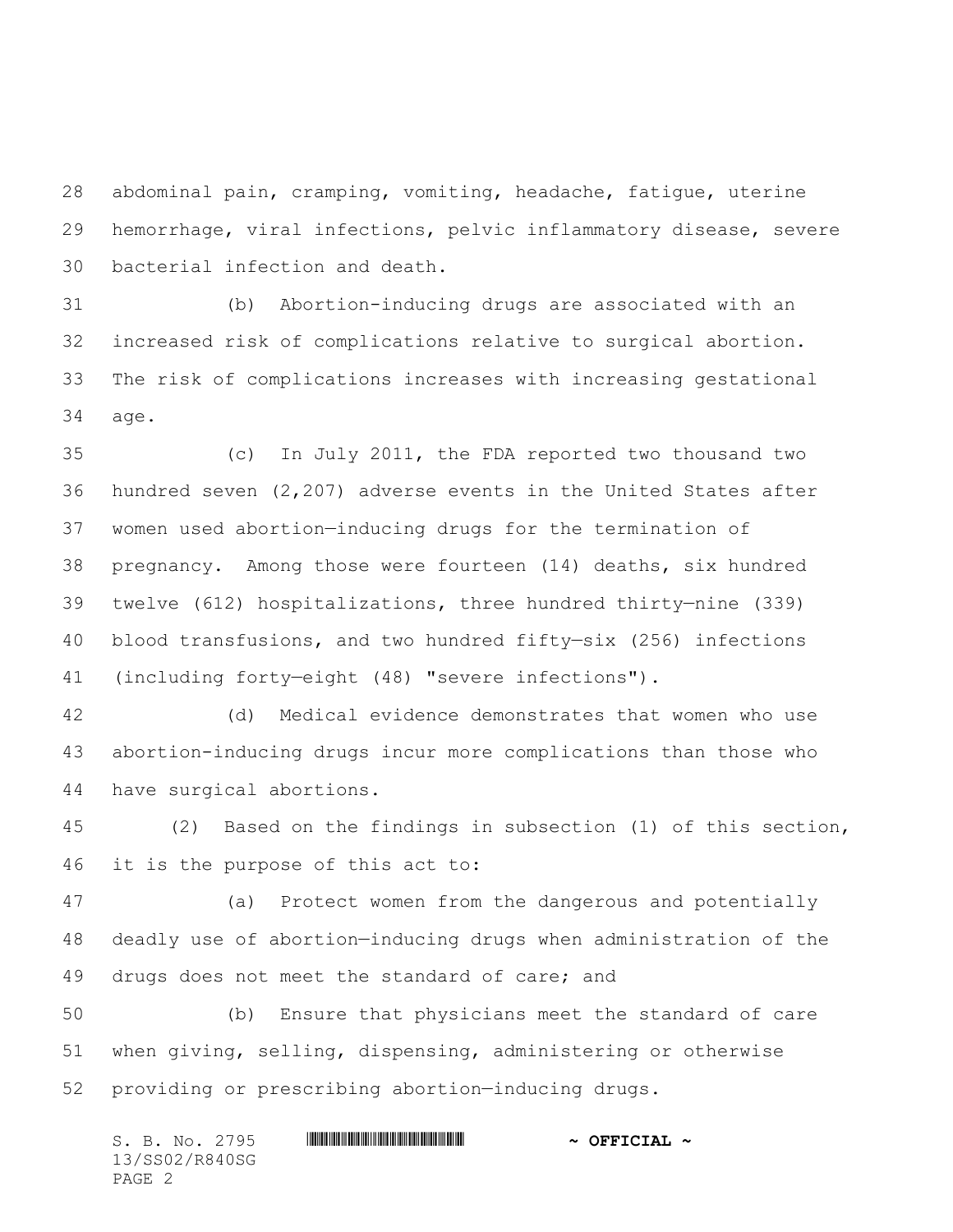abdominal pain, cramping, vomiting, headache, fatigue, uterine hemorrhage, viral infections, pelvic inflammatory disease, severe bacterial infection and death.

(b) Abortion-inducing drugs are associated with an increased risk of complications relative to surgical abortion. The risk of complications increases with increasing gestational age.

(c) In July 2011, the FDA reported two thousand two hundred seven (2,207) adverse events in the United States after women used abortion—inducing drugs for the termination of pregnancy. Among those were fourteen (14) deaths, six hundred twelve (612) hospitalizations, three hundred thirty—nine (339) blood transfusions, and two hundred fifty—six (256) infections (including forty—eight (48) "severe infections").

(d) Medical evidence demonstrates that women who use abortion-inducing drugs incur more complications than those who have surgical abortions.

(2) Based on the findings in subsection (1) of this section, it is the purpose of this act to:

(a) Protect women from the dangerous and potentially deadly use of abortion—inducing drugs when administration of the drugs does not meet the standard of care; and

(b) Ensure that physicians meet the standard of care when giving, selling, dispensing, administering or otherwise providing or prescribing abortion—inducing drugs.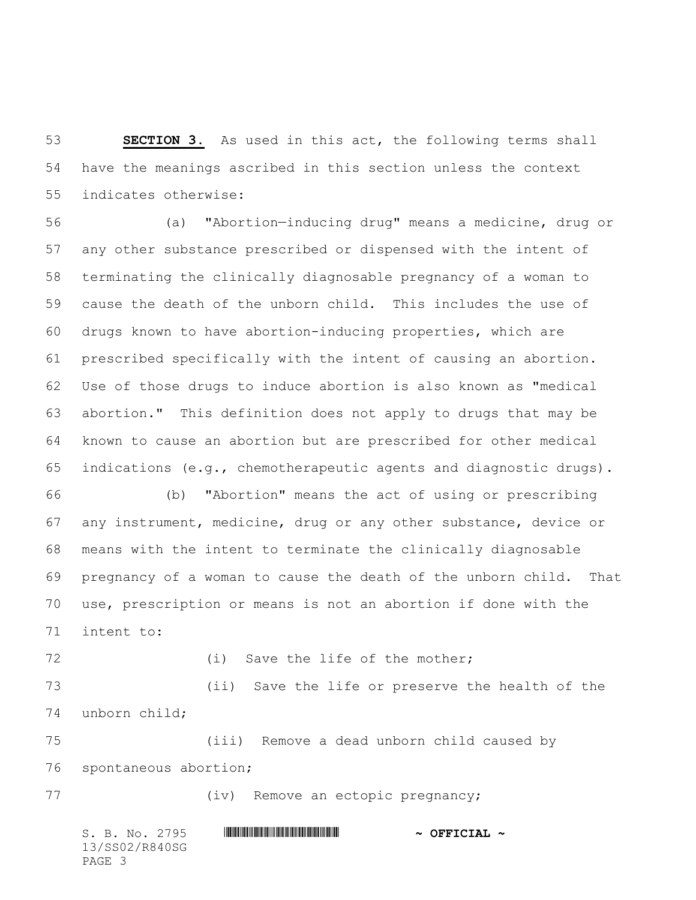**SECTION 3.** As used in this act, the following terms shall have the meanings ascribed in this section unless the context indicates otherwise:

(a) "Abortion—inducing drug" means a medicine, drug or any other substance prescribed or dispensed with the intent of terminating the clinically diagnosable pregnancy of a woman to cause the death of the unborn child. This includes the use of drugs known to have abortion-inducing properties, which are prescribed specifically with the intent of causing an abortion. Use of those drugs to induce abortion is also known as "medical abortion." This definition does not apply to drugs that may be known to cause an abortion but are prescribed for other medical indications (e.g., chemotherapeutic agents and diagnostic drugs).

(b) "Abortion" means the act of using or prescribing any instrument, medicine, drug or any other substance, device or means with the intent to terminate the clinically diagnosable pregnancy of a woman to cause the death of the unborn child. That use, prescription or means is not an abortion if done with the intent to:

(i) Save the life of the mother;

(ii) Save the life or preserve the health of the unborn child;

(iii) Remove a dead unborn child caused by spontaneous abortion;

(iv) Remove an ectopic pregnancy;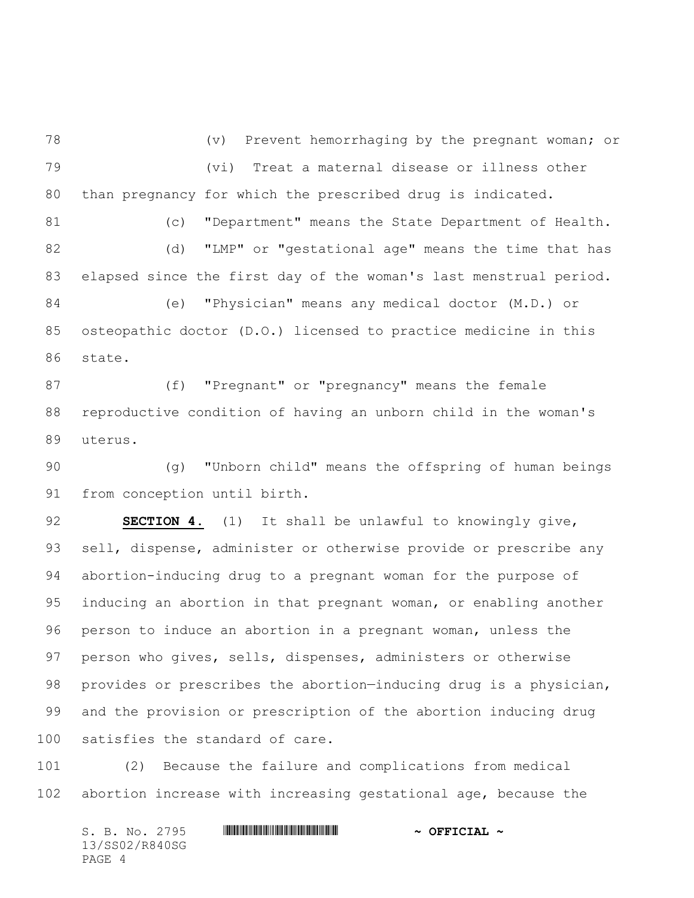(v) Prevent hemorrhaging by the pregnant woman; or

(vi) Treat a maternal disease or illness other than pregnancy for which the prescribed drug is indicated.

(c) "Department" means the State Department of Health.

(d) "LMP" or "gestational age" means the time that has elapsed since the first day of the woman's last menstrual period.

(e) "Physician" means any medical doctor (M.D.) or osteopathic doctor (D.O.) licensed to practice medicine in this state.

(f) "Pregnant" or "pregnancy" means the female reproductive condition of having an unborn child in the woman's uterus.

(g) "Unborn child" means the offspring of human beings from conception until birth.

**SECTION 4.** (1) It shall be unlawful to knowingly give, sell, dispense, administer or otherwise provide or prescribe any abortion-inducing drug to a pregnant woman for the purpose of inducing an abortion in that pregnant woman, or enabling another person to induce an abortion in a pregnant woman, unless the person who gives, sells, dispenses, administers or otherwise provides or prescribes the abortion—inducing drug is a physician, and the provision or prescription of the abortion inducing drug satisfies the standard of care.

(2) Because the failure and complications from medical abortion increase with increasing gestational age, because the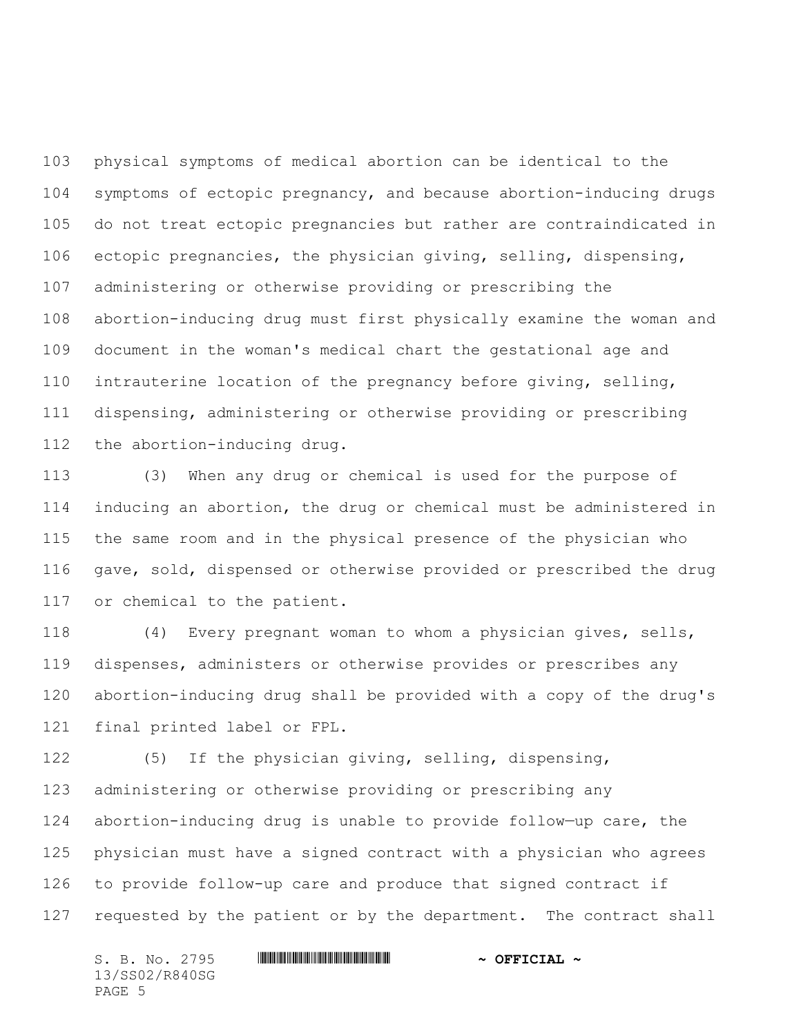physical symptoms of medical abortion can be identical to the symptoms of ectopic pregnancy, and because abortion-inducing drugs do not treat ectopic pregnancies but rather are contraindicated in ectopic pregnancies, the physician giving, selling, dispensing, administering or otherwise providing or prescribing the abortion-inducing drug must first physically examine the woman and document in the woman's medical chart the gestational age and intrauterine location of the pregnancy before giving, selling, dispensing, administering or otherwise providing or prescribing the abortion-inducing drug.

(3) When any drug or chemical is used for the purpose of inducing an abortion, the drug or chemical must be administered in the same room and in the physical presence of the physician who gave, sold, dispensed or otherwise provided or prescribed the drug or chemical to the patient.

(4) Every pregnant woman to whom a physician gives, sells, dispenses, administers or otherwise provides or prescribes any abortion-inducing drug shall be provided with a copy of the drug's final printed label or FPL.

(5) If the physician giving, selling, dispensing, administering or otherwise providing or prescribing any abortion-inducing drug is unable to provide follow—up care, the physician must have a signed contract with a physician who agrees to provide follow-up care and produce that signed contract if requested by the patient or by the department. The contract shall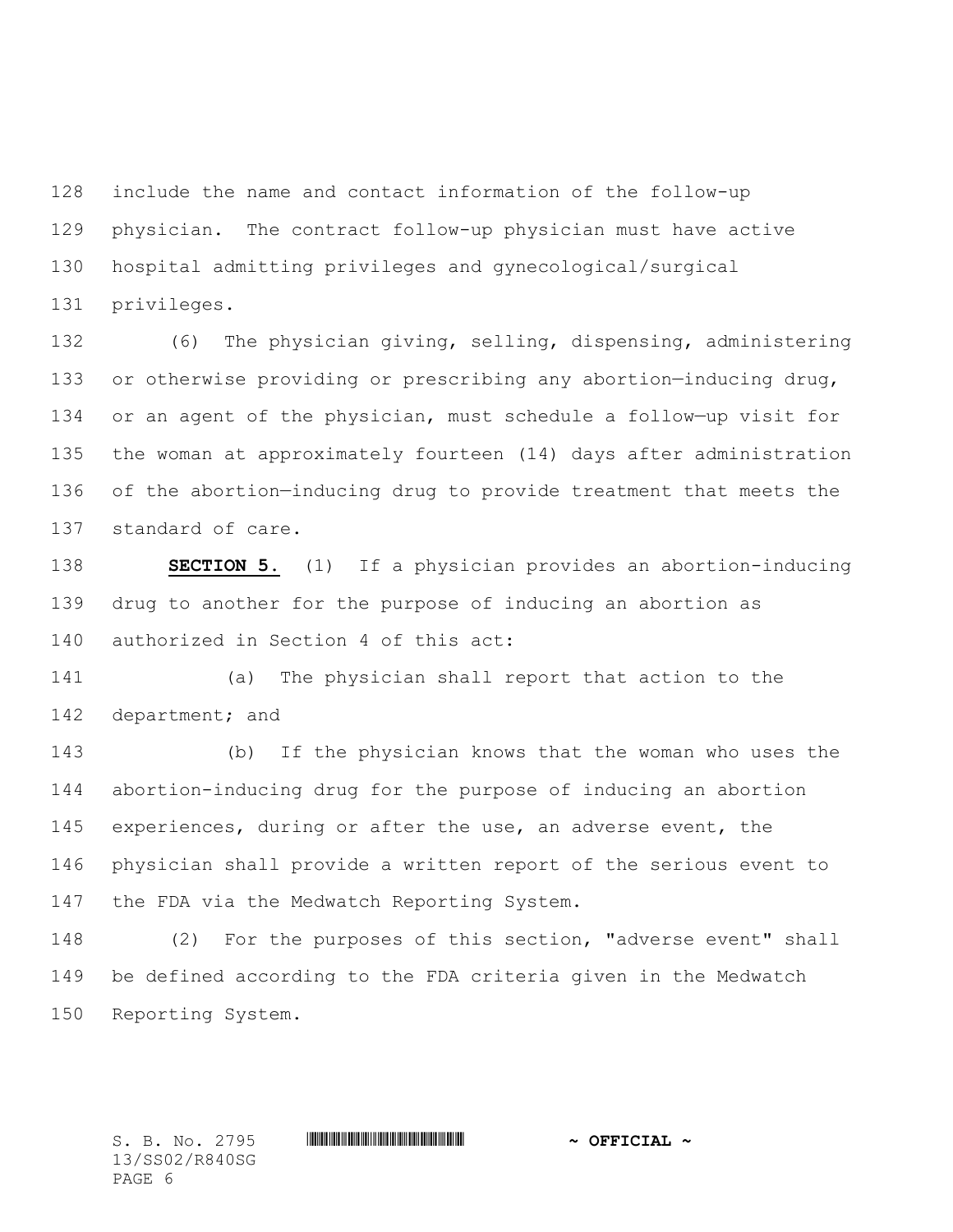include the name and contact information of the follow-up physician. The contract follow-up physician must have active hospital admitting privileges and gynecological/surgical privileges.

(6) The physician giving, selling, dispensing, administering or otherwise providing or prescribing any abortion—inducing drug, or an agent of the physician, must schedule a follow—up visit for the woman at approximately fourteen (14) days after administration of the abortion—inducing drug to provide treatment that meets the standard of care.

**SECTION 5.** (1) If a physician provides an abortion-inducing drug to another for the purpose of inducing an abortion as authorized in Section 4 of this act:

(a) The physician shall report that action to the department; and

(b) If the physician knows that the woman who uses the abortion-inducing drug for the purpose of inducing an abortion experiences, during or after the use, an adverse event, the physician shall provide a written report of the serious event to the FDA via the Medwatch Reporting System.

(2) For the purposes of this section, "adverse event" shall be defined according to the FDA criteria given in the Medwatch Reporting System.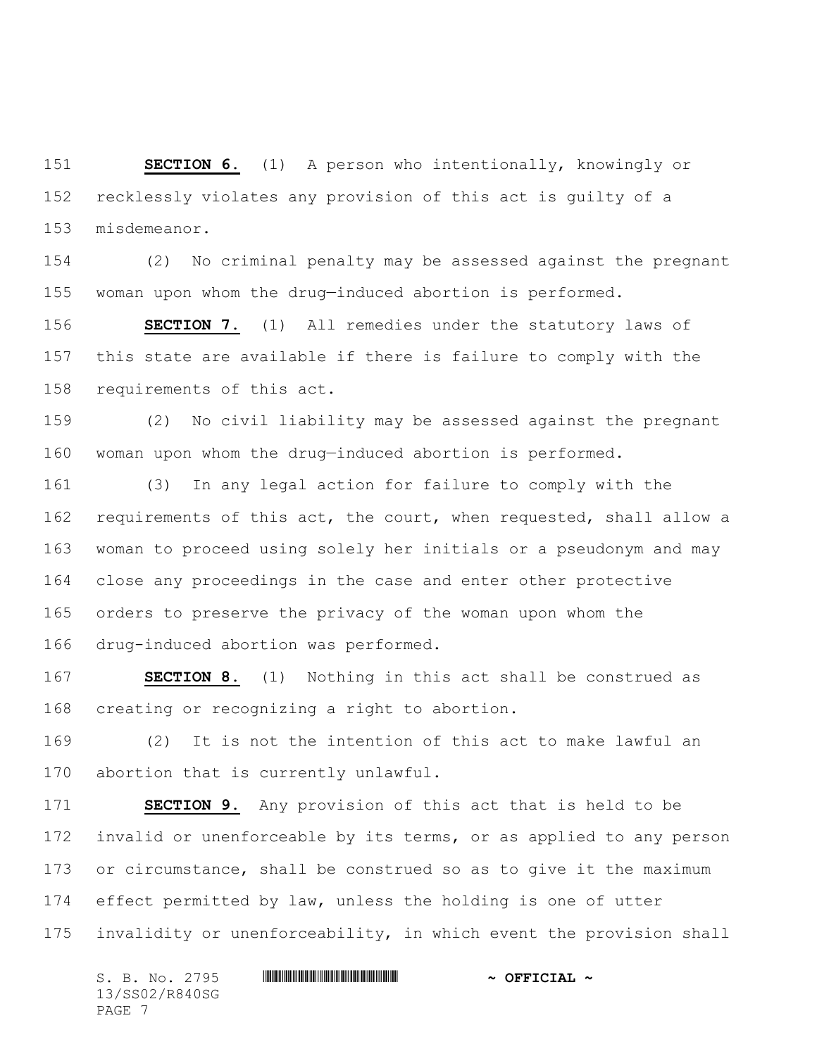**SECTION 6.** (1) A person who intentionally, knowingly or recklessly violates any provision of this act is guilty of a misdemeanor.

(2) No criminal penalty may be assessed against the pregnant woman upon whom the drug—induced abortion is performed.

**SECTION 7.** (1) All remedies under the statutory laws of this state are available if there is failure to comply with the requirements of this act.

(2) No civil liability may be assessed against the pregnant woman upon whom the drug—induced abortion is performed.

(3) In any legal action for failure to comply with the requirements of this act, the court, when requested, shall allow a woman to proceed using solely her initials or a pseudonym and may close any proceedings in the case and enter other protective orders to preserve the privacy of the woman upon whom the drug-induced abortion was performed.

**SECTION 8.** (1) Nothing in this act shall be construed as creating or recognizing a right to abortion.

(2) It is not the intention of this act to make lawful an abortion that is currently unlawful.

**SECTION 9.** Any provision of this act that is held to be invalid or unenforceable by its terms, or as applied to any person or circumstance, shall be construed so as to give it the maximum effect permitted by law, unless the holding is one of utter invalidity or unenforceability, in which event the provision shall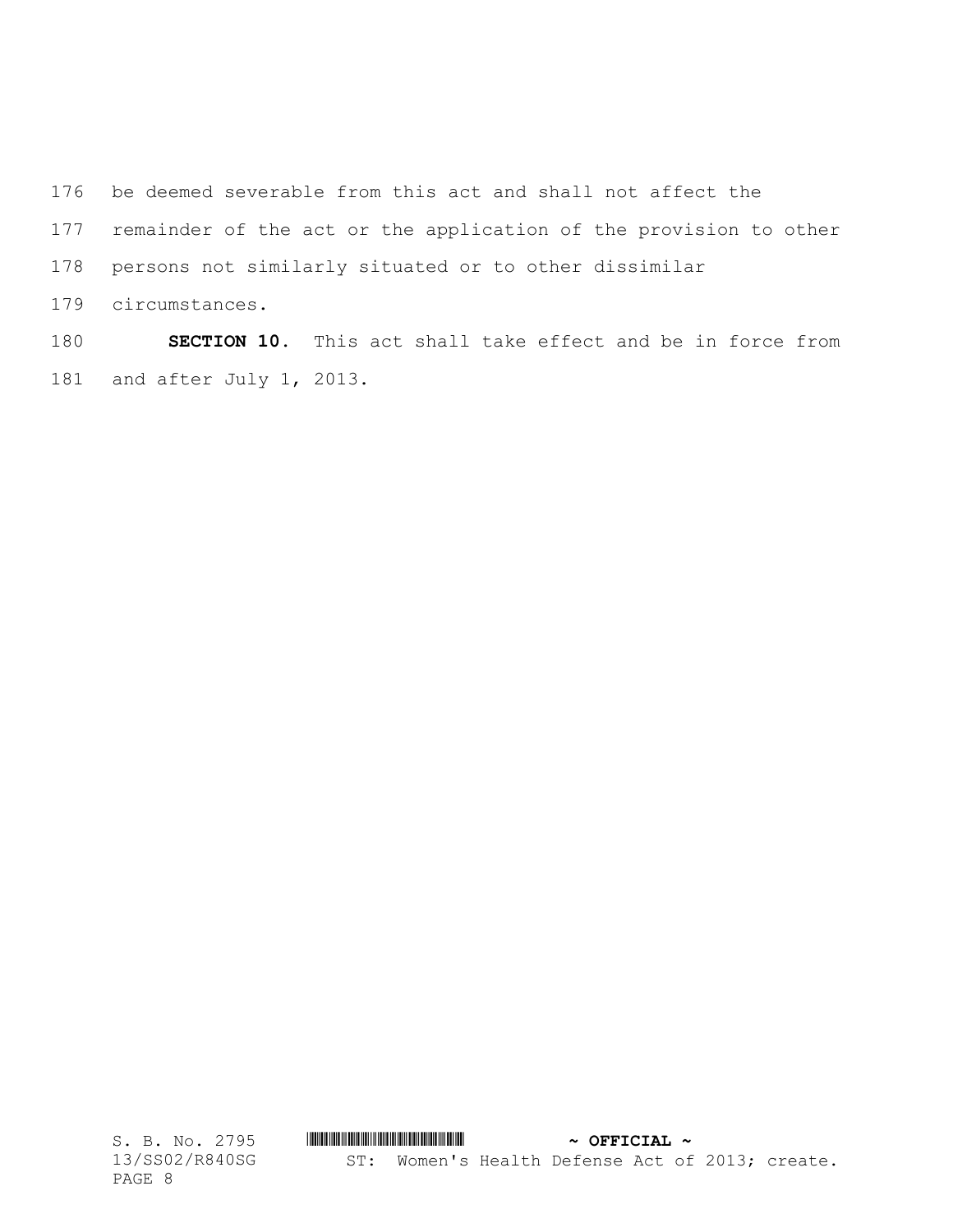be deemed severable from this act and shall not affect the remainder of the act or the application of the provision to other persons not similarly situated or to other dissimilar circumstances.

**SECTION 10.** This act shall take effect and be in force from and after July 1, 2013.